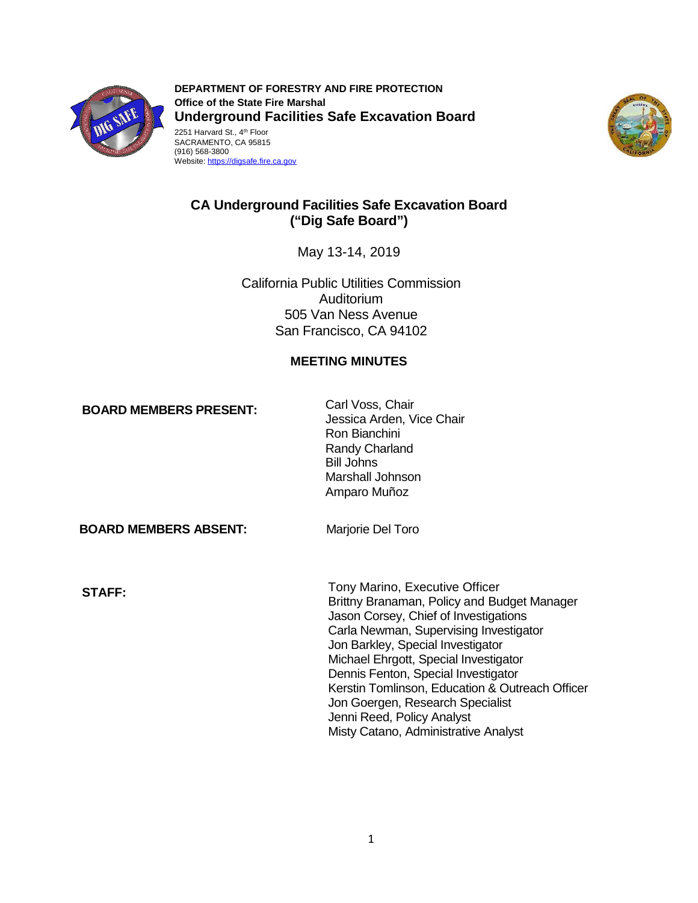**DEPARTMENT OF FORESTRY AND FIRE PROTECTION**
**Office of the State Fire Marshal**
**Underground Facilities Safe Excavation Board**
2251 Harvard St., 4th Floor
SACRAMENTO, CA 95815
(916) 568-3800
Website: https://digsafe.fire.ca.gov

# CA Underground Facilities Safe Excavation Board ("Dig Safe Board")

May 13-14, 2019

California Public Utilities Commission
Auditorium
505 Van Ness Avenue
San Francisco, CA 94102

## MEETING MINUTES

**BOARD MEMBERS PRESENT:**

Carl Voss, Chair
Jessica Arden, Vice Chair
Ron Bianchini
Randy Charland
Bill Johns
Marshall Johnson
Amparo Muñoz

**BOARD MEMBERS ABSENT:**

Marjorie Del Toro

**STAFF:**

Tony Marino, Executive Officer
Brittny Branaman, Policy and Budget Manager
Jason Corsey, Chief of Investigations
Carla Newman, Supervising Investigator
Jon Barkley, Special Investigator
Michael Ehrgott, Special Investigator
Dennis Fenton, Special Investigator
Kerstin Tomlinson, Education & Outreach Officer
Jon Goergen, Research Specialist
Jenni Reed, Policy Analyst
Misty Catano, Administrative Analyst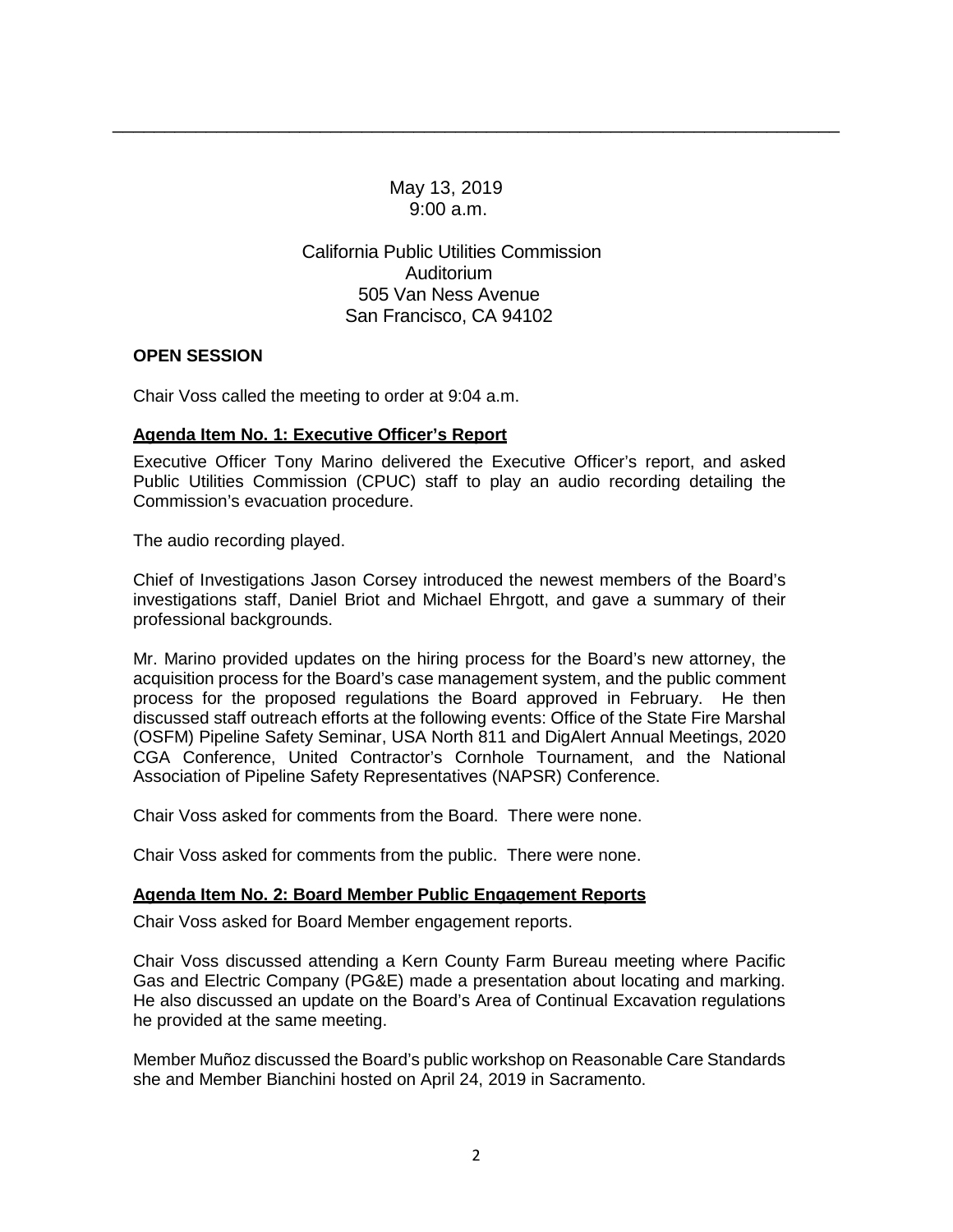May 13, 2019
9:00 a.m.

California Public Utilities Commission
Auditorium
505 Van Ness Avenue
San Francisco, CA 94102

**OPEN SESSION**

Chair Voss called the meeting to order at 9:04 a.m.

**Agenda Item No. 1: Executive Officer's Report**

Executive Officer Tony Marino delivered the Executive Officer's report, and asked Public Utilities Commission (CPUC) staff to play an audio recording detailing the Commission's evacuation procedure.

The audio recording played.

Chief of Investigations Jason Corsey introduced the newest members of the Board's investigations staff, Daniel Briot and Michael Ehrgott, and gave a summary of their professional backgrounds.

Mr. Marino provided updates on the hiring process for the Board's new attorney, the acquisition process for the Board's case management system, and the public comment process for the proposed regulations the Board approved in February. He then discussed staff outreach efforts at the following events: Office of the State Fire Marshal (OSFM) Pipeline Safety Seminar, USA North 811 and DigAlert Annual Meetings, 2020 CGA Conference, United Contractor's Cornhole Tournament, and the National Association of Pipeline Safety Representatives (NAPSR) Conference.

Chair Voss asked for comments from the Board. There were none.

Chair Voss asked for comments from the public. There were none.

**Agenda Item No. 2: Board Member Public Engagement Reports**

Chair Voss asked for Board Member engagement reports.

Chair Voss discussed attending a Kern County Farm Bureau meeting where Pacific Gas and Electric Company (PG&E) made a presentation about locating and marking. He also discussed an update on the Board's Area of Continual Excavation regulations he provided at the same meeting.

Member Muñoz discussed the Board's public workshop on Reasonable Care Standards she and Member Bianchini hosted on April 24, 2019 in Sacramento.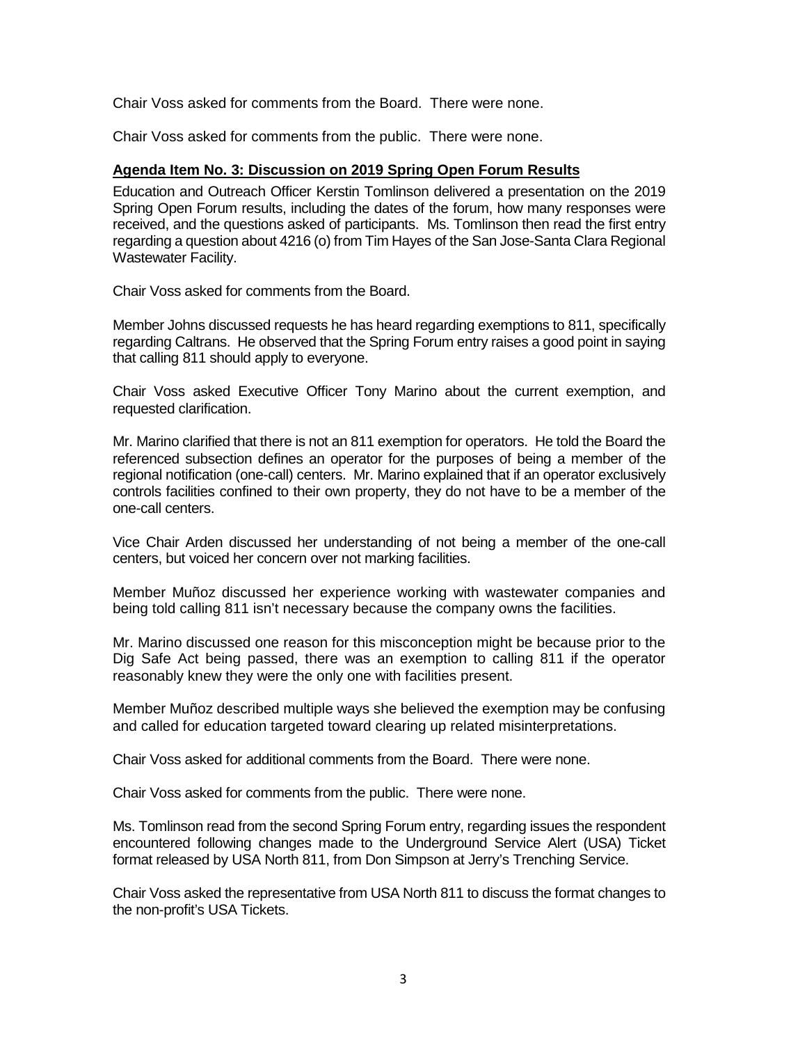Chair Voss asked for comments from the Board. There were none.

Chair Voss asked for comments from the public. There were none.

**Agenda Item No. 3: Discussion on 2019 Spring Open Forum Results**

Education and Outreach Officer Kerstin Tomlinson delivered a presentation on the 2019 Spring Open Forum results, including the dates of the forum, how many responses were received, and the questions asked of participants. Ms. Tomlinson then read the first entry regarding a question about 4216 (o) from Tim Hayes of the San Jose-Santa Clara Regional Wastewater Facility.

Chair Voss asked for comments from the Board.

Member Johns discussed requests he has heard regarding exemptions to 811, specifically regarding Caltrans. He observed that the Spring Forum entry raises a good point in saying that calling 811 should apply to everyone.

Chair Voss asked Executive Officer Tony Marino about the current exemption, and requested clarification.

Mr. Marino clarified that there is not an 811 exemption for operators. He told the Board the referenced subsection defines an operator for the purposes of being a member of the regional notification (one-call) centers. Mr. Marino explained that if an operator exclusively controls facilities confined to their own property, they do not have to be a member of the one-call centers.

Vice Chair Arden discussed her understanding of not being a member of the one-call centers, but voiced her concern over not marking facilities.

Member Muñoz discussed her experience working with wastewater companies and being told calling 811 isn't necessary because the company owns the facilities.

Mr. Marino discussed one reason for this misconception might be because prior to the Dig Safe Act being passed, there was an exemption to calling 811 if the operator reasonably knew they were the only one with facilities present.

Member Muñoz described multiple ways she believed the exemption may be confusing and called for education targeted toward clearing up related misinterpretations.

Chair Voss asked for additional comments from the Board. There were none.

Chair Voss asked for comments from the public. There were none.

Ms. Tomlinson read from the second Spring Forum entry, regarding issues the respondent encountered following changes made to the Underground Service Alert (USA) Ticket format released by USA North 811, from Don Simpson at Jerry's Trenching Service.

Chair Voss asked the representative from USA North 811 to discuss the format changes to the non-profit's USA Tickets.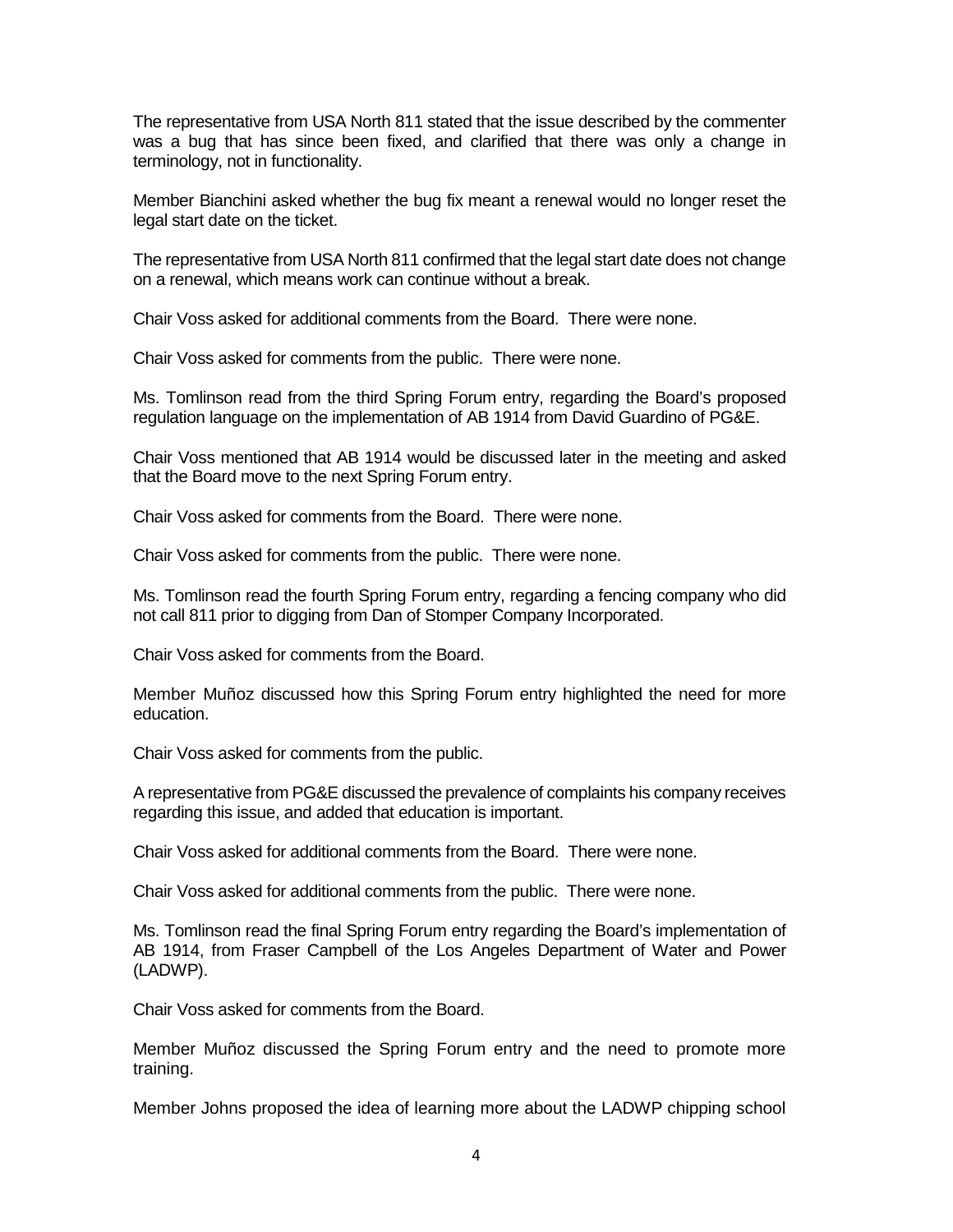The representative from USA North 811 stated that the issue described by the commenter was a bug that has since been fixed, and clarified that there was only a change in terminology, not in functionality.

Member Bianchini asked whether the bug fix meant a renewal would no longer reset the legal start date on the ticket.

The representative from USA North 811 confirmed that the legal start date does not change on a renewal, which means work can continue without a break.

Chair Voss asked for additional comments from the Board. There were none.

Chair Voss asked for comments from the public. There were none.

Ms. Tomlinson read from the third Spring Forum entry, regarding the Board's proposed regulation language on the implementation of AB 1914 from David Guardino of PG&E.

Chair Voss mentioned that AB 1914 would be discussed later in the meeting and asked that the Board move to the next Spring Forum entry.

Chair Voss asked for comments from the Board. There were none.

Chair Voss asked for comments from the public. There were none.

Ms. Tomlinson read the fourth Spring Forum entry, regarding a fencing company who did not call 811 prior to digging from Dan of Stomper Company Incorporated.

Chair Voss asked for comments from the Board.

Member Muñoz discussed how this Spring Forum entry highlighted the need for more education.

Chair Voss asked for comments from the public.

A representative from PG&E discussed the prevalence of complaints his company receives regarding this issue, and added that education is important.

Chair Voss asked for additional comments from the Board. There were none.

Chair Voss asked for additional comments from the public. There were none.

Ms. Tomlinson read the final Spring Forum entry regarding the Board's implementation of AB 1914, from Fraser Campbell of the Los Angeles Department of Water and Power (LADWP).

Chair Voss asked for comments from the Board.

Member Muñoz discussed the Spring Forum entry and the need to promote more training.

Member Johns proposed the idea of learning more about the LADWP chipping school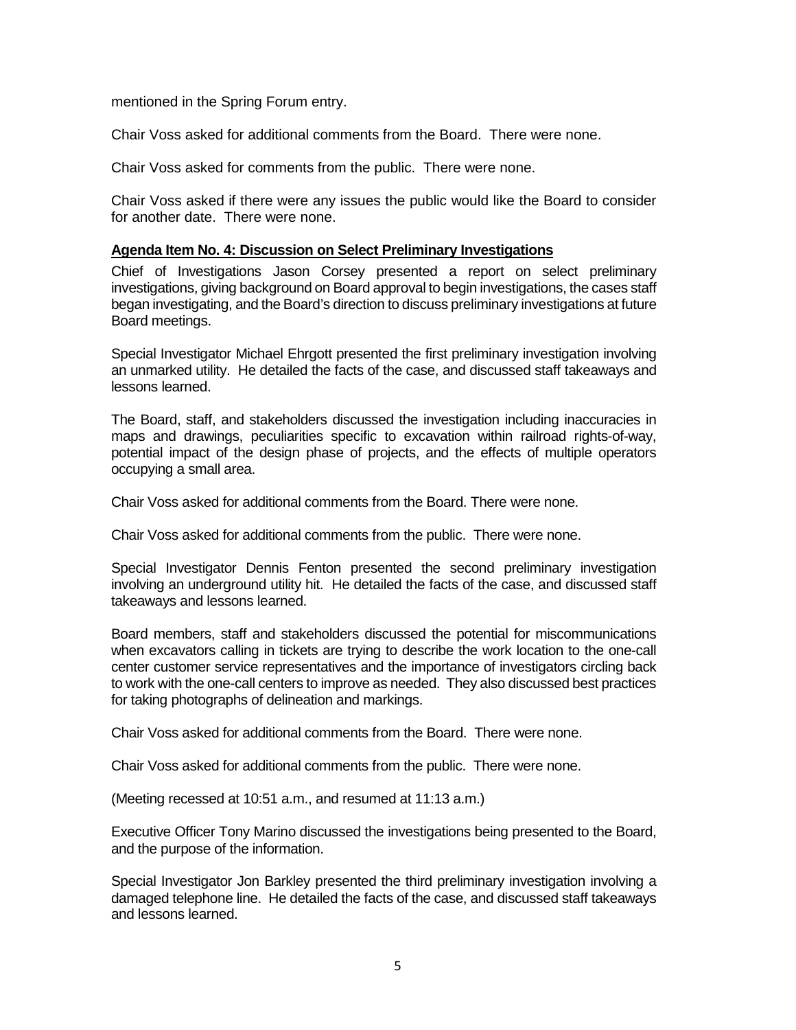mentioned in the Spring Forum entry.

Chair Voss asked for additional comments from the Board. There were none.

Chair Voss asked for comments from the public. There were none.

Chair Voss asked if there were any issues the public would like the Board to consider for another date. There were none.

**Agenda Item No. 4: Discussion on Select Preliminary Investigations**

Chief of Investigations Jason Corsey presented a report on select preliminary investigations, giving background on Board approval to begin investigations, the cases staff began investigating, and the Board's direction to discuss preliminary investigations at future Board meetings.

Special Investigator Michael Ehrgott presented the first preliminary investigation involving an unmarked utility. He detailed the facts of the case, and discussed staff takeaways and lessons learned.

The Board, staff, and stakeholders discussed the investigation including inaccuracies in maps and drawings, peculiarities specific to excavation within railroad rights-of-way, potential impact of the design phase of projects, and the effects of multiple operators occupying a small area.

Chair Voss asked for additional comments from the Board. There were none.

Chair Voss asked for additional comments from the public. There were none.

Special Investigator Dennis Fenton presented the second preliminary investigation involving an underground utility hit. He detailed the facts of the case, and discussed staff takeaways and lessons learned.

Board members, staff and stakeholders discussed the potential for miscommunications when excavators calling in tickets are trying to describe the work location to the one-call center customer service representatives and the importance of investigators circling back to work with the one-call centers to improve as needed. They also discussed best practices for taking photographs of delineation and markings.

Chair Voss asked for additional comments from the Board. There were none.

Chair Voss asked for additional comments from the public. There were none.

(Meeting recessed at 10:51 a.m., and resumed at 11:13 a.m.)

Executive Officer Tony Marino discussed the investigations being presented to the Board, and the purpose of the information.

Special Investigator Jon Barkley presented the third preliminary investigation involving a damaged telephone line. He detailed the facts of the case, and discussed staff takeaways and lessons learned.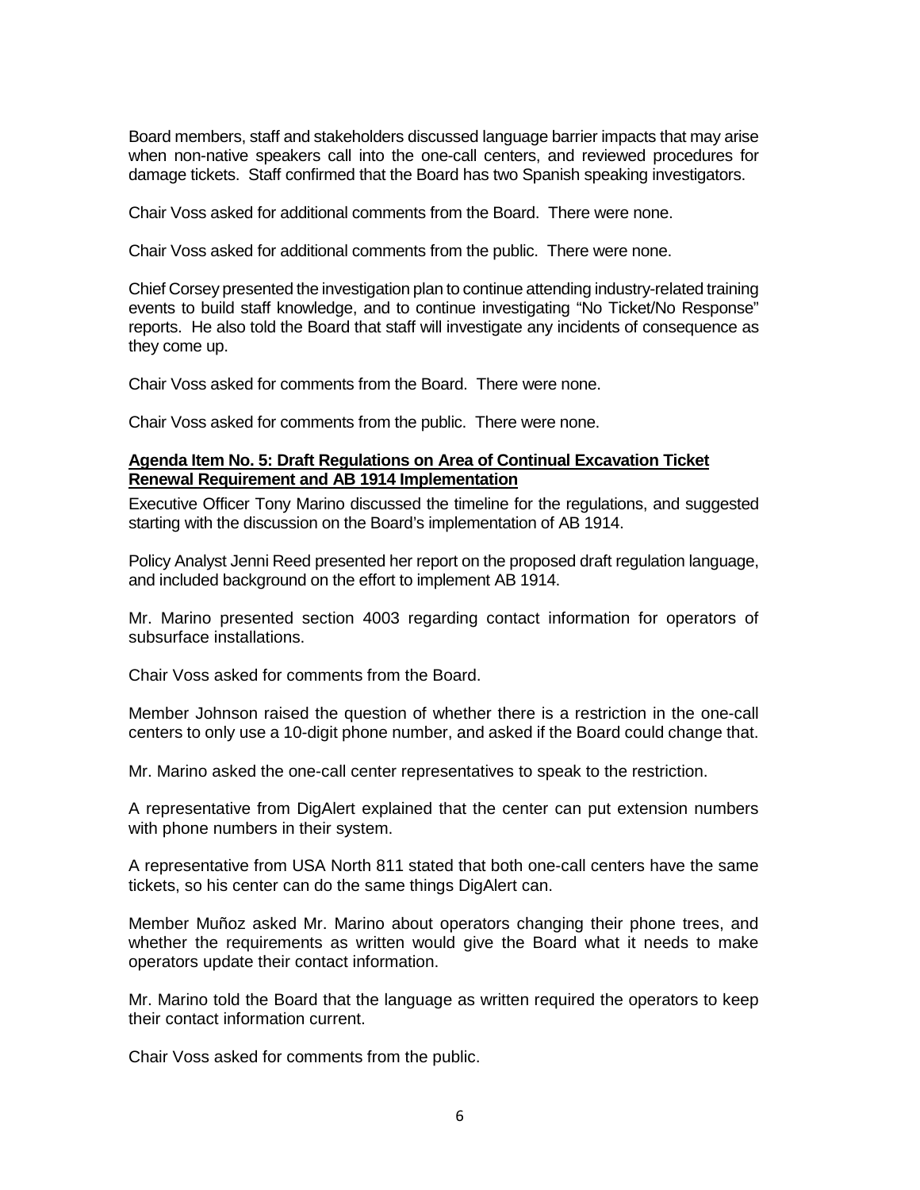Board members, staff and stakeholders discussed language barrier impacts that may arise when non-native speakers call into the one-call centers, and reviewed procedures for damage tickets. Staff confirmed that the Board has two Spanish speaking investigators.

Chair Voss asked for additional comments from the Board. There were none.

Chair Voss asked for additional comments from the public. There were none.

Chief Corsey presented the investigation plan to continue attending industry-related training events to build staff knowledge, and to continue investigating "No Ticket/No Response" reports. He also told the Board that staff will investigate any incidents of consequence as they come up.

Chair Voss asked for comments from the Board. There were none.

Chair Voss asked for comments from the public. There were none.

**Agenda Item No. 5: Draft Regulations on Area of Continual Excavation Ticket Renewal Requirement and AB 1914 Implementation**

Executive Officer Tony Marino discussed the timeline for the regulations, and suggested starting with the discussion on the Board's implementation of AB 1914.

Policy Analyst Jenni Reed presented her report on the proposed draft regulation language, and included background on the effort to implement AB 1914.

Mr. Marino presented section 4003 regarding contact information for operators of subsurface installations.

Chair Voss asked for comments from the Board.

Member Johnson raised the question of whether there is a restriction in the one-call centers to only use a 10-digit phone number, and asked if the Board could change that.

Mr. Marino asked the one-call center representatives to speak to the restriction.

A representative from DigAlert explained that the center can put extension numbers with phone numbers in their system.

A representative from USA North 811 stated that both one-call centers have the same tickets, so his center can do the same things DigAlert can.

Member Muñoz asked Mr. Marino about operators changing their phone trees, and whether the requirements as written would give the Board what it needs to make operators update their contact information.

Mr. Marino told the Board that the language as written required the operators to keep their contact information current.

Chair Voss asked for comments from the public.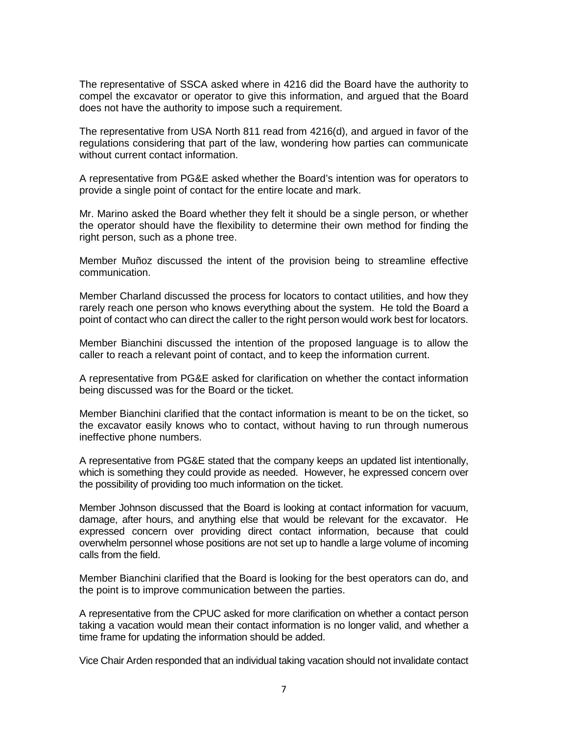The representative of SSCA asked where in 4216 did the Board have the authority to compel the excavator or operator to give this information, and argued that the Board does not have the authority to impose such a requirement.

The representative from USA North 811 read from 4216(d), and argued in favor of the regulations considering that part of the law, wondering how parties can communicate without current contact information.

A representative from PG&E asked whether the Board's intention was for operators to provide a single point of contact for the entire locate and mark.

Mr. Marino asked the Board whether they felt it should be a single person, or whether the operator should have the flexibility to determine their own method for finding the right person, such as a phone tree.

Member Muñoz discussed the intent of the provision being to streamline effective communication.

Member Charland discussed the process for locators to contact utilities, and how they rarely reach one person who knows everything about the system. He told the Board a point of contact who can direct the caller to the right person would work best for locators.

Member Bianchini discussed the intention of the proposed language is to allow the caller to reach a relevant point of contact, and to keep the information current.

A representative from PG&E asked for clarification on whether the contact information being discussed was for the Board or the ticket.

Member Bianchini clarified that the contact information is meant to be on the ticket, so the excavator easily knows who to contact, without having to run through numerous ineffective phone numbers.

A representative from PG&E stated that the company keeps an updated list intentionally, which is something they could provide as needed. However, he expressed concern over the possibility of providing too much information on the ticket.

Member Johnson discussed that the Board is looking at contact information for vacuum, damage, after hours, and anything else that would be relevant for the excavator. He expressed concern over providing direct contact information, because that could overwhelm personnel whose positions are not set up to handle a large volume of incoming calls from the field.

Member Bianchini clarified that the Board is looking for the best operators can do, and the point is to improve communication between the parties.

A representative from the CPUC asked for more clarification on whether a contact person taking a vacation would mean their contact information is no longer valid, and whether a time frame for updating the information should be added.

Vice Chair Arden responded that an individual taking vacation should not invalidate contact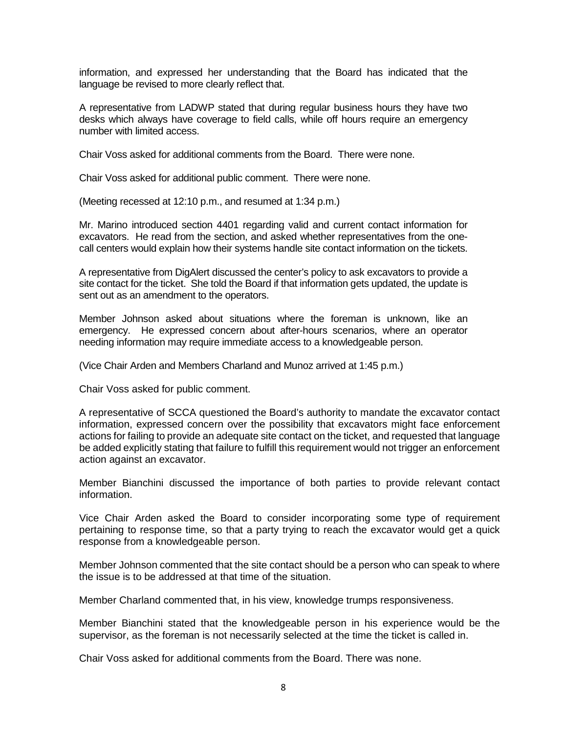information, and expressed her understanding that the Board has indicated that the language be revised to more clearly reflect that.

A representative from LADWP stated that during regular business hours they have two desks which always have coverage to field calls, while off hours require an emergency number with limited access.

Chair Voss asked for additional comments from the Board. There were none.

Chair Voss asked for additional public comment. There were none.

(Meeting recessed at 12:10 p.m., and resumed at 1:34 p.m.)

Mr. Marino introduced section 4401 regarding valid and current contact information for excavators. He read from the section, and asked whether representatives from the one-call centers would explain how their systems handle site contact information on the tickets.

A representative from DigAlert discussed the center's policy to ask excavators to provide a site contact for the ticket. She told the Board if that information gets updated, the update is sent out as an amendment to the operators.

Member Johnson asked about situations where the foreman is unknown, like an emergency. He expressed concern about after-hours scenarios, where an operator needing information may require immediate access to a knowledgeable person.

(Vice Chair Arden and Members Charland and Munoz arrived at 1:45 p.m.)

Chair Voss asked for public comment.

A representative of SCCA questioned the Board's authority to mandate the excavator contact information, expressed concern over the possibility that excavators might face enforcement actions for failing to provide an adequate site contact on the ticket, and requested that language be added explicitly stating that failure to fulfill this requirement would not trigger an enforcement action against an excavator.

Member Bianchini discussed the importance of both parties to provide relevant contact information.

Vice Chair Arden asked the Board to consider incorporating some type of requirement pertaining to response time, so that a party trying to reach the excavator would get a quick response from a knowledgeable person.

Member Johnson commented that the site contact should be a person who can speak to where the issue is to be addressed at that time of the situation.

Member Charland commented that, in his view, knowledge trumps responsiveness.

Member Bianchini stated that the knowledgeable person in his experience would be the supervisor, as the foreman is not necessarily selected at the time the ticket is called in.

Chair Voss asked for additional comments from the Board. There was none.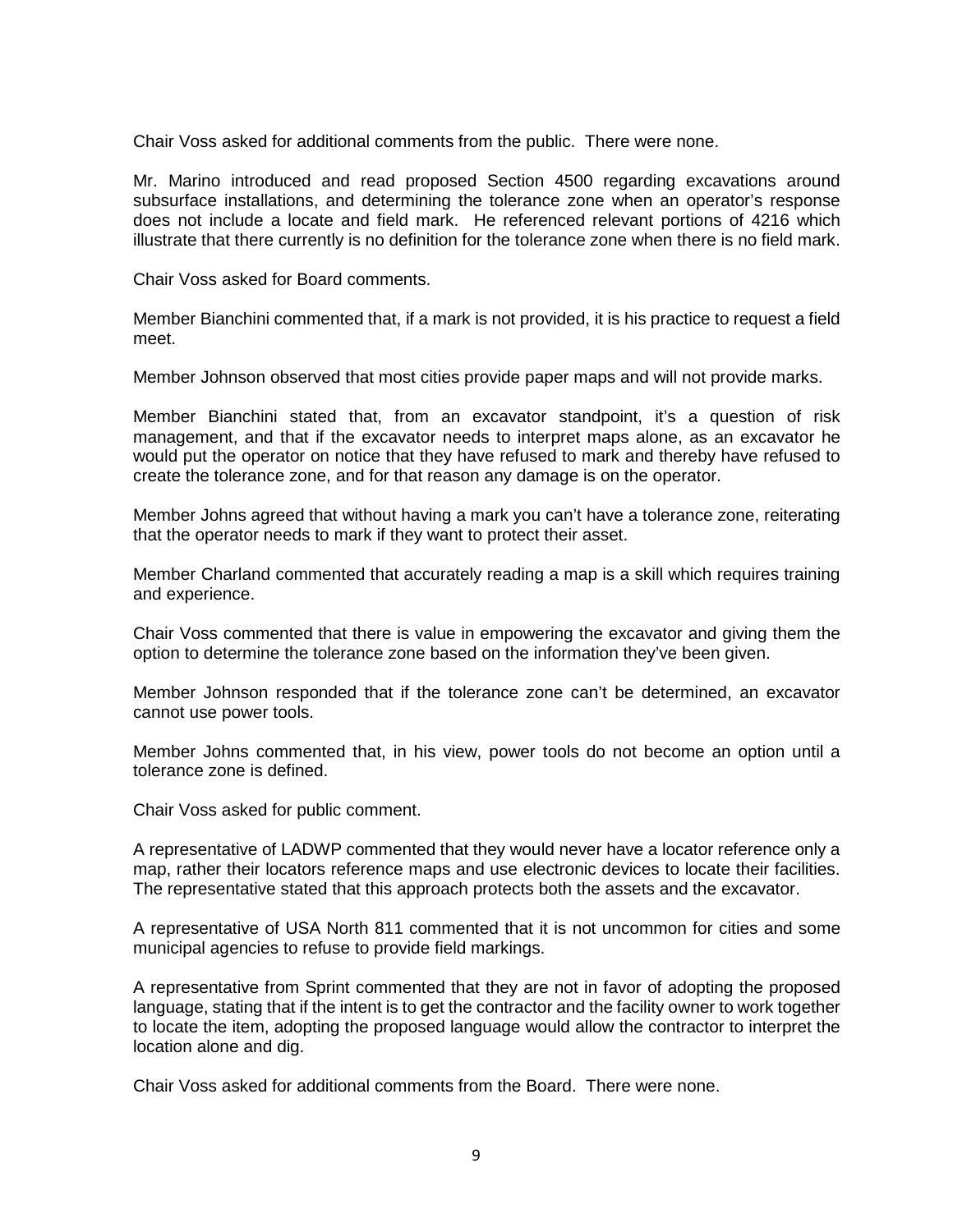Chair Voss asked for additional comments from the public. There were none.

Mr. Marino introduced and read proposed Section 4500 regarding excavations around subsurface installations, and determining the tolerance zone when an operator's response does not include a locate and field mark. He referenced relevant portions of 4216 which illustrate that there currently is no definition for the tolerance zone when there is no field mark.

Chair Voss asked for Board comments.

Member Bianchini commented that, if a mark is not provided, it is his practice to request a field meet.

Member Johnson observed that most cities provide paper maps and will not provide marks.

Member Bianchini stated that, from an excavator standpoint, it's a question of risk management, and that if the excavator needs to interpret maps alone, as an excavator he would put the operator on notice that they have refused to mark and thereby have refused to create the tolerance zone, and for that reason any damage is on the operator.

Member Johns agreed that without having a mark you can't have a tolerance zone, reiterating that the operator needs to mark if they want to protect their asset.

Member Charland commented that accurately reading a map is a skill which requires training and experience.

Chair Voss commented that there is value in empowering the excavator and giving them the option to determine the tolerance zone based on the information they've been given.

Member Johnson responded that if the tolerance zone can't be determined, an excavator cannot use power tools.

Member Johns commented that, in his view, power tools do not become an option until a tolerance zone is defined.

Chair Voss asked for public comment.

A representative of LADWP commented that they would never have a locator reference only a map, rather their locators reference maps and use electronic devices to locate their facilities. The representative stated that this approach protects both the assets and the excavator.

A representative of USA North 811 commented that it is not uncommon for cities and some municipal agencies to refuse to provide field markings.

A representative from Sprint commented that they are not in favor of adopting the proposed language, stating that if the intent is to get the contractor and the facility owner to work together to locate the item, adopting the proposed language would allow the contractor to interpret the location alone and dig.

Chair Voss asked for additional comments from the Board. There were none.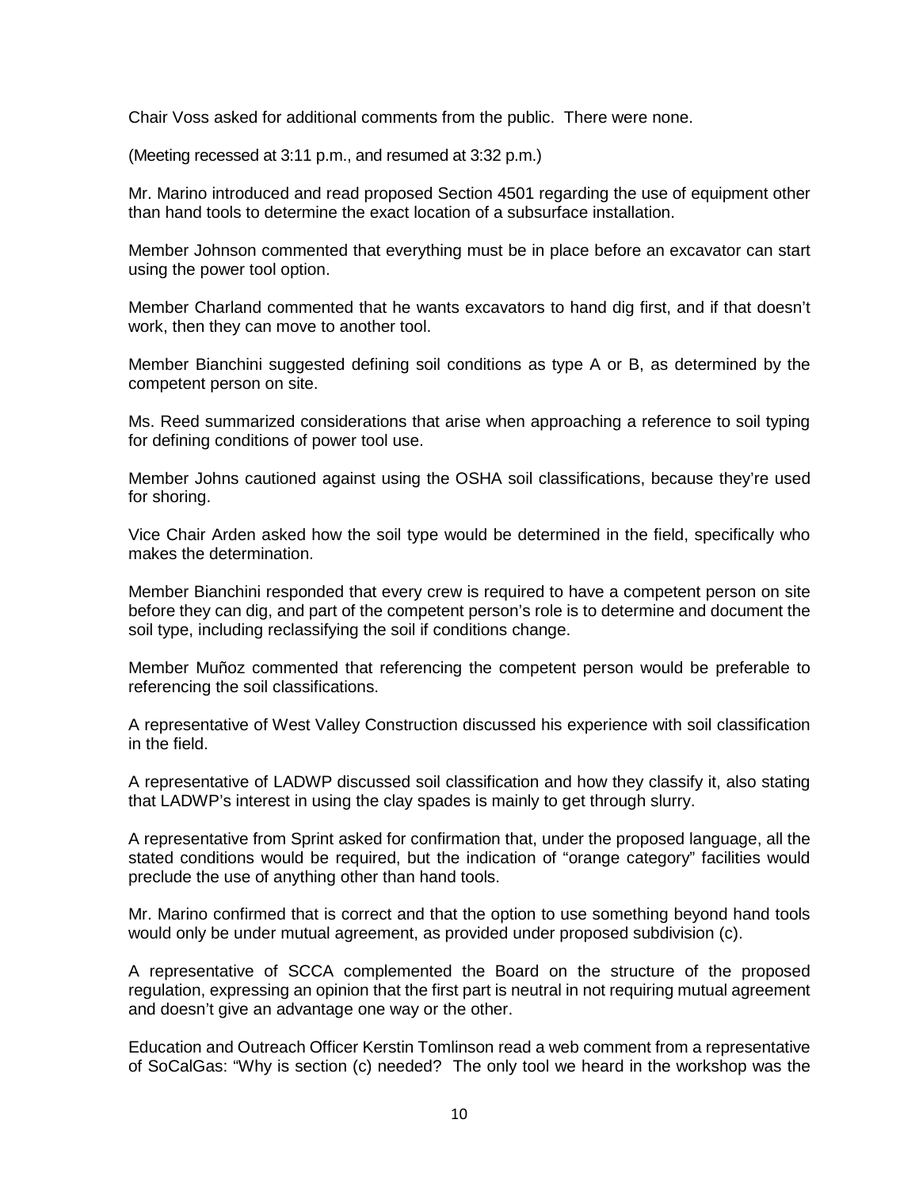Chair Voss asked for additional comments from the public. There were none.

(Meeting recessed at 3:11 p.m., and resumed at 3:32 p.m.)

Mr. Marino introduced and read proposed Section 4501 regarding the use of equipment other than hand tools to determine the exact location of a subsurface installation.

Member Johnson commented that everything must be in place before an excavator can start using the power tool option.

Member Charland commented that he wants excavators to hand dig first, and if that doesn't work, then they can move to another tool.

Member Bianchini suggested defining soil conditions as type A or B, as determined by the competent person on site.

Ms. Reed summarized considerations that arise when approaching a reference to soil typing for defining conditions of power tool use.

Member Johns cautioned against using the OSHA soil classifications, because they're used for shoring.

Vice Chair Arden asked how the soil type would be determined in the field, specifically who makes the determination.

Member Bianchini responded that every crew is required to have a competent person on site before they can dig, and part of the competent person's role is to determine and document the soil type, including reclassifying the soil if conditions change.

Member Muñoz commented that referencing the competent person would be preferable to referencing the soil classifications.

A representative of West Valley Construction discussed his experience with soil classification in the field.

A representative of LADWP discussed soil classification and how they classify it, also stating that LADWP's interest in using the clay spades is mainly to get through slurry.

A representative from Sprint asked for confirmation that, under the proposed language, all the stated conditions would be required, but the indication of "orange category" facilities would preclude the use of anything other than hand tools.

Mr. Marino confirmed that is correct and that the option to use something beyond hand tools would only be under mutual agreement, as provided under proposed subdivision (c).

A representative of SCCA complemented the Board on the structure of the proposed regulation, expressing an opinion that the first part is neutral in not requiring mutual agreement and doesn't give an advantage one way or the other.

Education and Outreach Officer Kerstin Tomlinson read a web comment from a representative of SoCalGas: "Why is section (c) needed? The only tool we heard in the workshop was the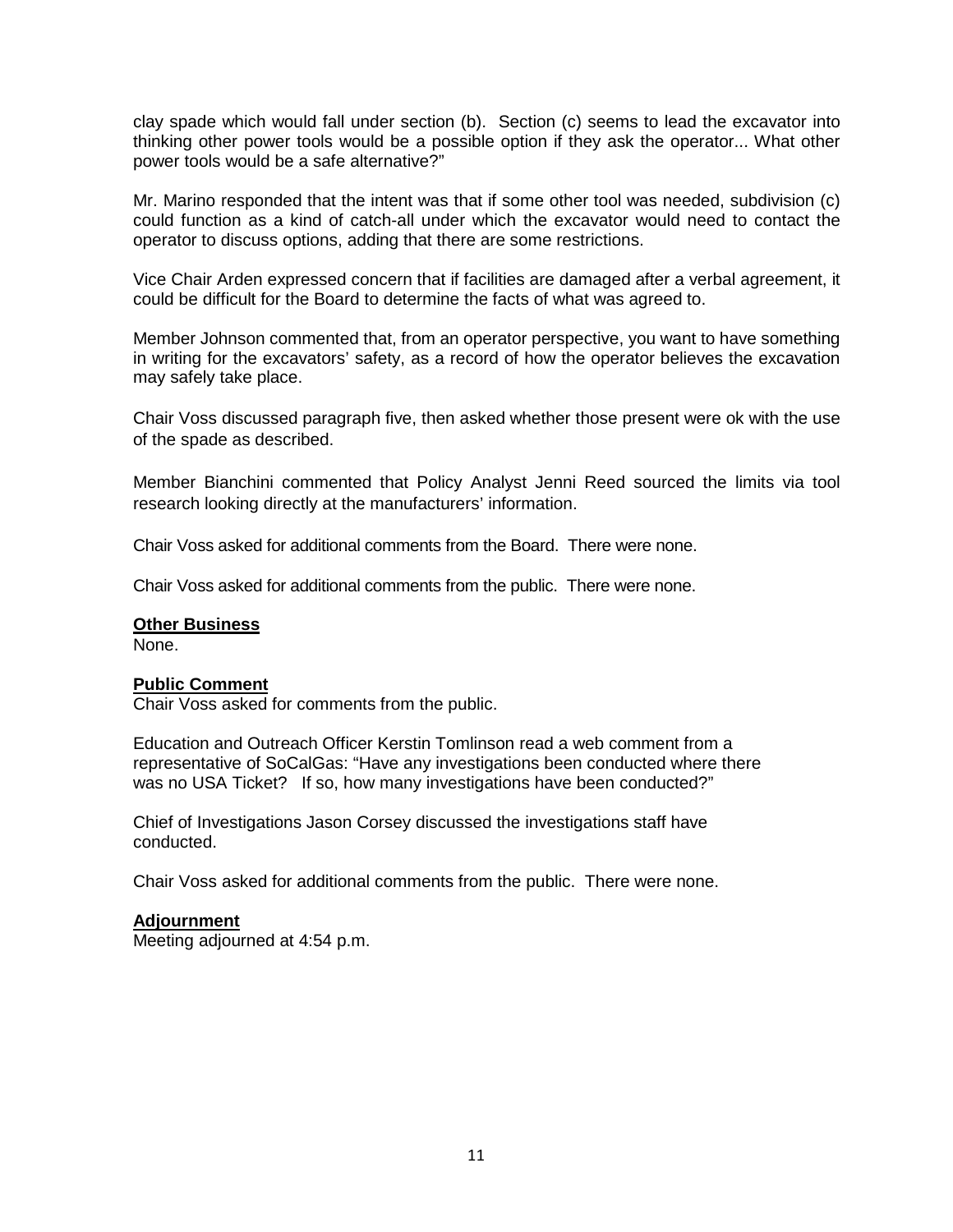clay spade which would fall under section (b). Section (c) seems to lead the excavator into thinking other power tools would be a possible option if they ask the operator... What other power tools would be a safe alternative?"

Mr. Marino responded that the intent was that if some other tool was needed, subdivision (c) could function as a kind of catch-all under which the excavator would need to contact the operator to discuss options, adding that there are some restrictions.

Vice Chair Arden expressed concern that if facilities are damaged after a verbal agreement, it could be difficult for the Board to determine the facts of what was agreed to.

Member Johnson commented that, from an operator perspective, you want to have something in writing for the excavators' safety, as a record of how the operator believes the excavation may safely take place.

Chair Voss discussed paragraph five, then asked whether those present were ok with the use of the spade as described.

Member Bianchini commented that Policy Analyst Jenni Reed sourced the limits via tool research looking directly at the manufacturers' information.

Chair Voss asked for additional comments from the Board. There were none.

Chair Voss asked for additional comments from the public. There were none.

**Other Business**

None.

**Public Comment**

Chair Voss asked for comments from the public.

Education and Outreach Officer Kerstin Tomlinson read a web comment from a representative of SoCalGas: "Have any investigations been conducted where there was no USA Ticket? If so, how many investigations have been conducted?"

Chief of Investigations Jason Corsey discussed the investigations staff have conducted.

Chair Voss asked for additional comments from the public. There were none.

**Adjournment**

Meeting adjourned at 4:54 p.m.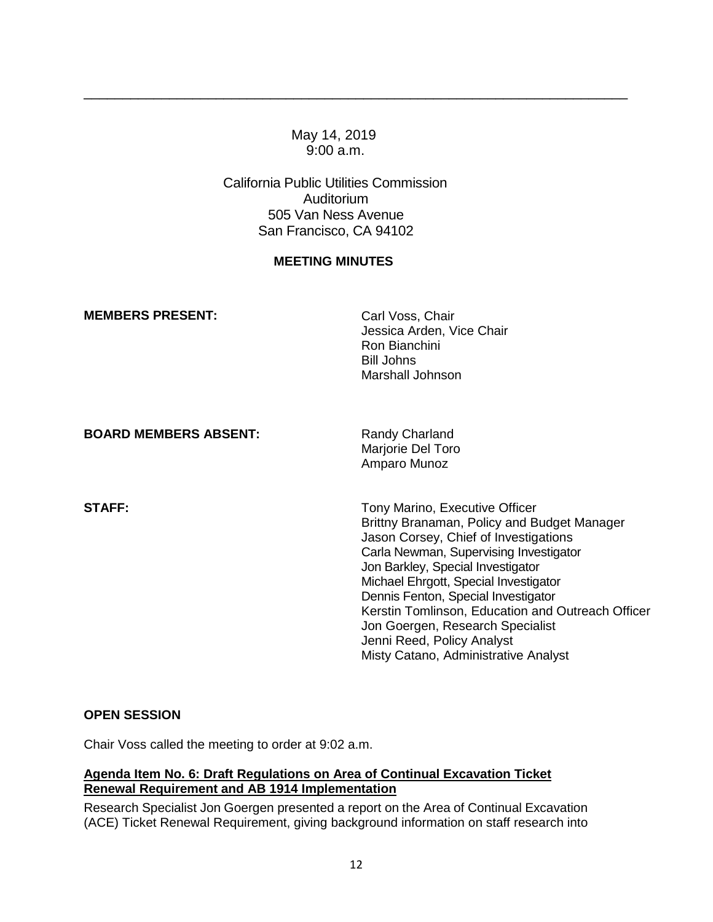May 14, 2019
9:00 a.m.

California Public Utilities Commission
Auditorium
505 Van Ness Avenue
San Francisco, CA 94102

**MEETING MINUTES**

**MEMBERS PRESENT:**

Carl Voss, Chair
Jessica Arden, Vice Chair
Ron Bianchini
Bill Johns
Marshall Johnson

**BOARD MEMBERS ABSENT:**

Randy Charland
Marjorie Del Toro
Amparo Munoz

**STAFF:**

Tony Marino, Executive Officer
Brittny Branaman, Policy and Budget Manager
Jason Corsey, Chief of Investigations
Carla Newman, Supervising Investigator
Jon Barkley, Special Investigator
Michael Ehrgott, Special Investigator
Dennis Fenton, Special Investigator
Kerstin Tomlinson, Education and Outreach Officer
Jon Goergen, Research Specialist
Jenni Reed, Policy Analyst
Misty Catano, Administrative Analyst

**OPEN SESSION**

Chair Voss called the meeting to order at 9:02 a.m.

**Agenda Item No. 6: Draft Regulations on Area of Continual Excavation Ticket Renewal Requirement and AB 1914 Implementation**

Research Specialist Jon Goergen presented a report on the Area of Continual Excavation (ACE) Ticket Renewal Requirement, giving background information on staff research into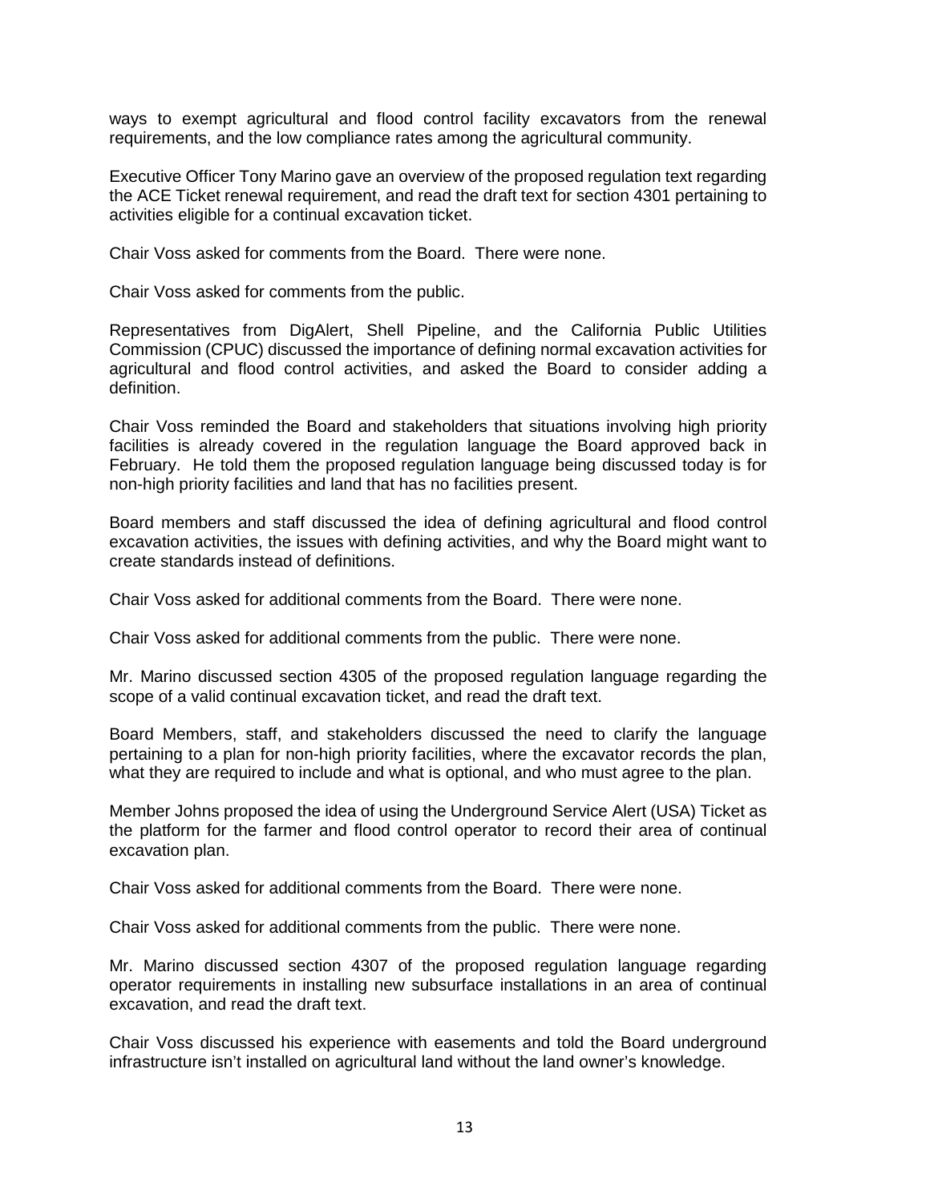ways to exempt agricultural and flood control facility excavators from the renewal requirements, and the low compliance rates among the agricultural community.

Executive Officer Tony Marino gave an overview of the proposed regulation text regarding the ACE Ticket renewal requirement, and read the draft text for section 4301 pertaining to activities eligible for a continual excavation ticket.

Chair Voss asked for comments from the Board. There were none.

Chair Voss asked for comments from the public.

Representatives from DigAlert, Shell Pipeline, and the California Public Utilities Commission (CPUC) discussed the importance of defining normal excavation activities for agricultural and flood control activities, and asked the Board to consider adding a definition.

Chair Voss reminded the Board and stakeholders that situations involving high priority facilities is already covered in the regulation language the Board approved back in February. He told them the proposed regulation language being discussed today is for non-high priority facilities and land that has no facilities present.

Board members and staff discussed the idea of defining agricultural and flood control excavation activities, the issues with defining activities, and why the Board might want to create standards instead of definitions.

Chair Voss asked for additional comments from the Board. There were none.

Chair Voss asked for additional comments from the public. There were none.

Mr. Marino discussed section 4305 of the proposed regulation language regarding the scope of a valid continual excavation ticket, and read the draft text.

Board Members, staff, and stakeholders discussed the need to clarify the language pertaining to a plan for non-high priority facilities, where the excavator records the plan, what they are required to include and what is optional, and who must agree to the plan.

Member Johns proposed the idea of using the Underground Service Alert (USA) Ticket as the platform for the farmer and flood control operator to record their area of continual excavation plan.

Chair Voss asked for additional comments from the Board. There were none.

Chair Voss asked for additional comments from the public. There were none.

Mr. Marino discussed section 4307 of the proposed regulation language regarding operator requirements in installing new subsurface installations in an area of continual excavation, and read the draft text.

Chair Voss discussed his experience with easements and told the Board underground infrastructure isn't installed on agricultural land without the land owner's knowledge.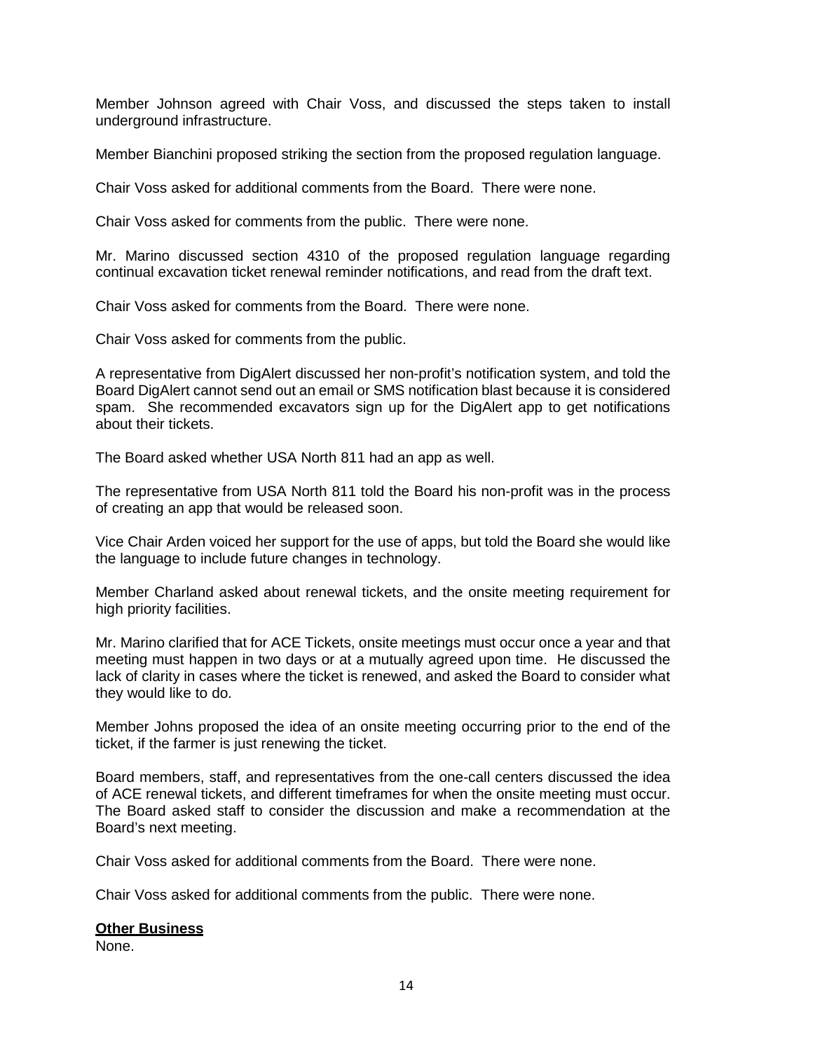Member Johnson agreed with Chair Voss, and discussed the steps taken to install underground infrastructure.

Member Bianchini proposed striking the section from the proposed regulation language.

Chair Voss asked for additional comments from the Board. There were none.

Chair Voss asked for comments from the public. There were none.

Mr. Marino discussed section 4310 of the proposed regulation language regarding continual excavation ticket renewal reminder notifications, and read from the draft text.

Chair Voss asked for comments from the Board. There were none.

Chair Voss asked for comments from the public.

A representative from DigAlert discussed her non-profit's notification system, and told the Board DigAlert cannot send out an email or SMS notification blast because it is considered spam. She recommended excavators sign up for the DigAlert app to get notifications about their tickets.

The Board asked whether USA North 811 had an app as well.

The representative from USA North 811 told the Board his non-profit was in the process of creating an app that would be released soon.

Vice Chair Arden voiced her support for the use of apps, but told the Board she would like the language to include future changes in technology.

Member Charland asked about renewal tickets, and the onsite meeting requirement for high priority facilities.

Mr. Marino clarified that for ACE Tickets, onsite meetings must occur once a year and that meeting must happen in two days or at a mutually agreed upon time. He discussed the lack of clarity in cases where the ticket is renewed, and asked the Board to consider what they would like to do.

Member Johns proposed the idea of an onsite meeting occurring prior to the end of the ticket, if the farmer is just renewing the ticket.

Board members, staff, and representatives from the one-call centers discussed the idea of ACE renewal tickets, and different timeframes for when the onsite meeting must occur. The Board asked staff to consider the discussion and make a recommendation at the Board's next meeting.

Chair Voss asked for additional comments from the Board. There were none.

Chair Voss asked for additional comments from the public. There were none.

**Other Business**

None.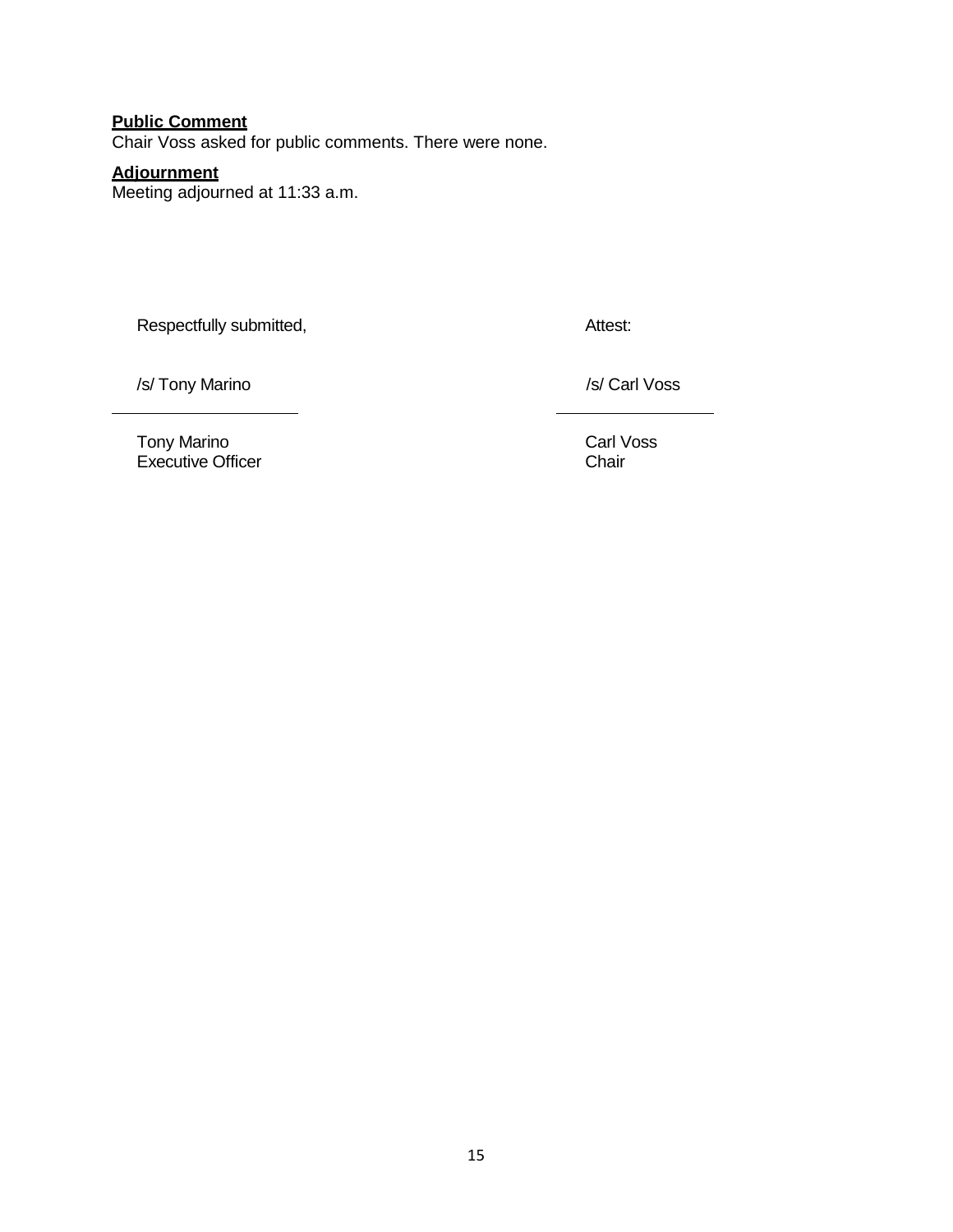**Public Comment**

Chair Voss asked for public comments. There were none.

**Adjournment**

Meeting adjourned at 11:33 a.m.

| | |
|---|---|
| Respectfully submitted, | Attest: |
| /s/ Tony Marino | /s/ Carl Voss |
| Tony Marino<br>Executive Officer | Carl Voss<br>Chair |